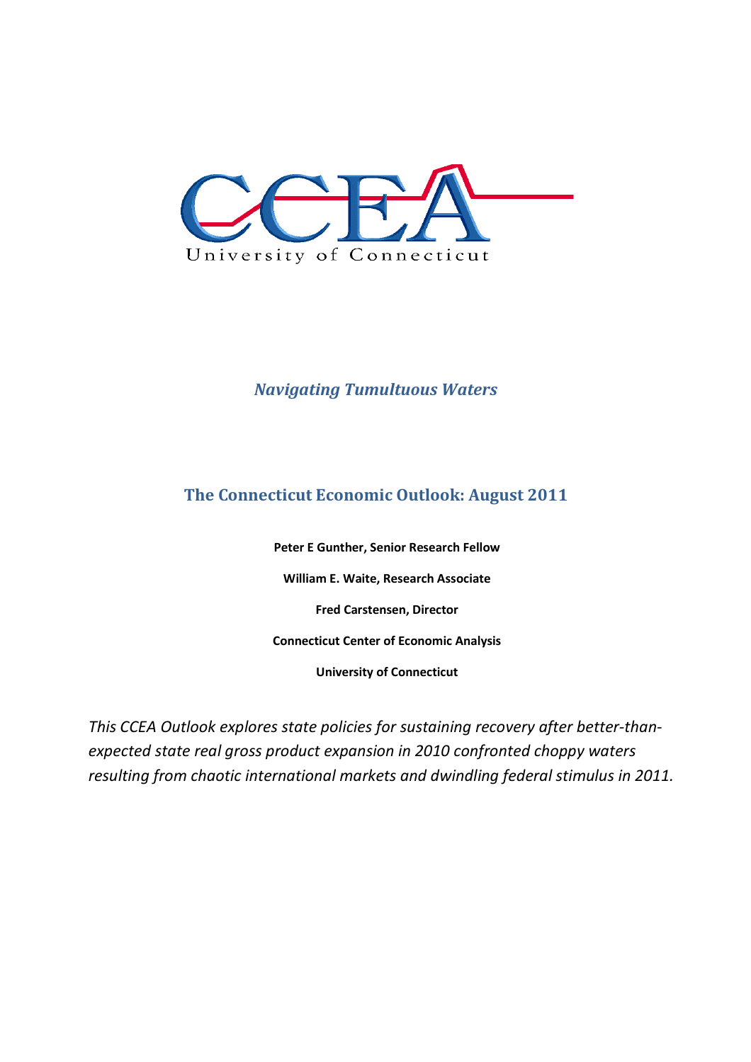CCEA

University of Connecticut

*Navigating Tumultuous Waters*

## The Connecticut Economic Outlook: August 2011

**Peter E Gunther, Senior Research Fellow**

**William E. Waite, Research Associate**

**Fred Carstensen, Director**

**Connecticut Center of Economic Analysis**

**University of Connecticut**

*This CCEA Outlook explores state policies for sustaining recovery after better-than-expected state real gross product expansion in 2010 confronted choppy waters resulting from chaotic international markets and dwindling federal stimulus in 2011.*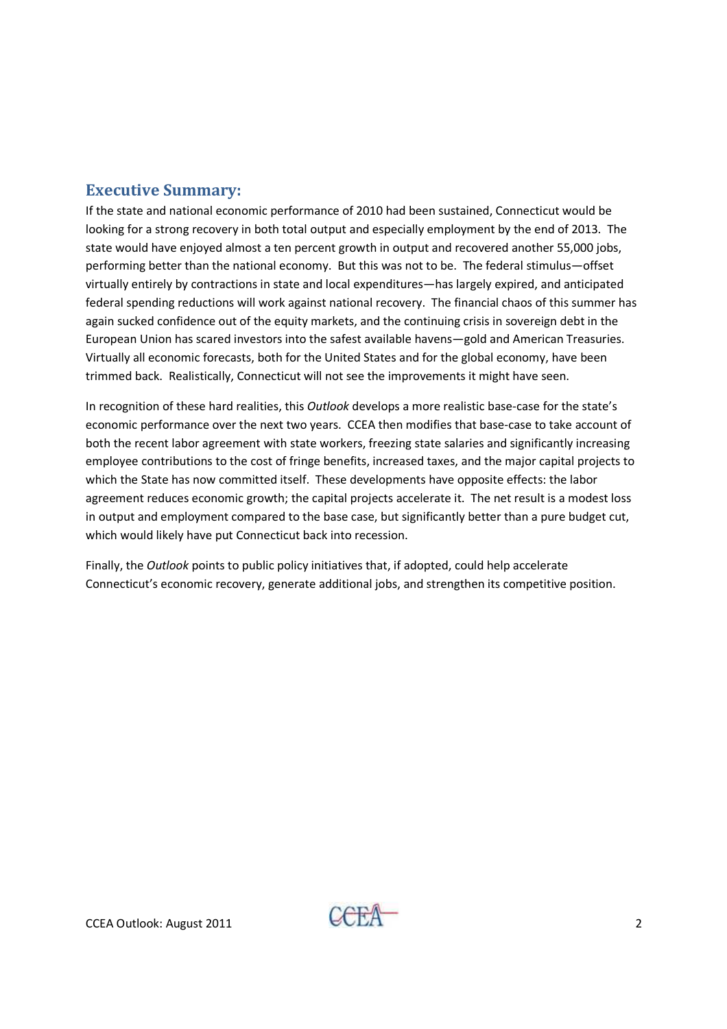## Executive Summary:

If the state and national economic performance of 2010 had been sustained, Connecticut would be looking for a strong recovery in both total output and especially employment by the end of 2013. The state would have enjoyed almost a ten percent growth in output and recovered another 55,000 jobs, performing better than the national economy. But this was not to be. The federal stimulus—offset virtually entirely by contractions in state and local expenditures—has largely expired, and anticipated federal spending reductions will work against national recovery. The financial chaos of this summer has again sucked confidence out of the equity markets, and the continuing crisis in sovereign debt in the European Union has scared investors into the safest available havens—gold and American Treasuries. Virtually all economic forecasts, both for the United States and for the global economy, have been trimmed back. Realistically, Connecticut will not see the improvements it might have seen.

In recognition of these hard realities, this *Outlook* develops a more realistic base-case for the state's economic performance over the next two years. CCEA then modifies that base-case to take account of both the recent labor agreement with state workers, freezing state salaries and significantly increasing employee contributions to the cost of fringe benefits, increased taxes, and the major capital projects to which the State has now committed itself. These developments have opposite effects: the labor agreement reduces economic growth; the capital projects accelerate it. The net result is a modest loss in output and employment compared to the base case, but significantly better than a pure budget cut, which would likely have put Connecticut back into recession.

Finally, the *Outlook* points to public policy initiatives that, if adopted, could help accelerate Connecticut's economic recovery, generate additional jobs, and strengthen its competitive position.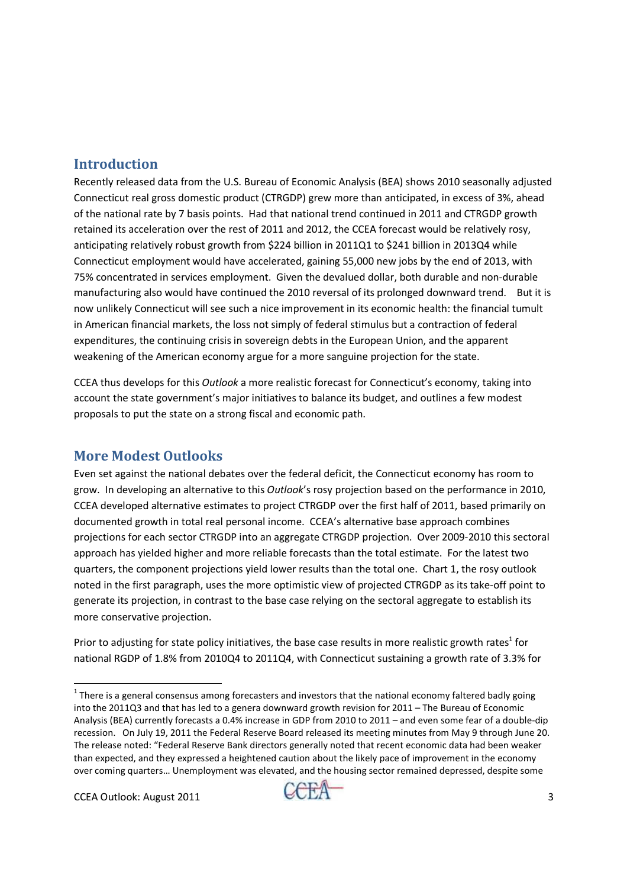## Introduction

Recently released data from the U.S. Bureau of Economic Analysis (BEA) shows 2010 seasonally adjusted Connecticut real gross domestic product (CTRGDP) grew more than anticipated, in excess of 3%, ahead of the national rate by 7 basis points. Had that national trend continued in 2011 and CTRGDP growth retained its acceleration over the rest of 2011 and 2012, the CCEA forecast would be relatively rosy, anticipating relatively robust growth from $224 billion in 2011Q1 to $241 billion in 2013Q4 while Connecticut employment would have accelerated, gaining 55,000 new jobs by the end of 2013, with 75% concentrated in services employment. Given the devalued dollar, both durable and non-durable manufacturing also would have continued the 2010 reversal of its prolonged downward trend. But it is now unlikely Connecticut will see such a nice improvement in its economic health: the financial tumult in American financial markets, the loss not simply of federal stimulus but a contraction of federal expenditures, the continuing crisis in sovereign debts in the European Union, and the apparent weakening of the American economy argue for a more sanguine projection for the state.

CCEA thus develops for this *Outlook* a more realistic forecast for Connecticut's economy, taking into account the state government's major initiatives to balance its budget, and outlines a few modest proposals to put the state on a strong fiscal and economic path.

## More Modest Outlooks

Even set against the national debates over the federal deficit, the Connecticut economy has room to grow. In developing an alternative to this *Outlook*'s rosy projection based on the performance in 2010, CCEA developed alternative estimates to project CTRGDP over the first half of 2011, based primarily on documented growth in total real personal income. CCEA's alternative base approach combines projections for each sector CTRGDP into an aggregate CTRGDP projection. Over 2009-2010 this sectoral approach has yielded higher and more reliable forecasts than the total estimate. For the latest two quarters, the component projections yield lower results than the total one. Chart 1, the rosy outlook noted in the first paragraph, uses the more optimistic view of projected CTRGDP as its take-off point to generate its projection, in contrast to the base case relying on the sectoral aggregate to establish its more conservative projection.

Prior to adjusting for state policy initiatives, the base case results in more realistic growth rates[1] for national RGDP of 1.8% from 2010Q4 to 2011Q4, with Connecticut sustaining a growth rate of 3.3% for

---

[1] There is a general consensus among forecasters and investors that the national economy faltered badly going into the 2011Q3 and that has led to a genera downward growth revision for 2011 – The Bureau of Economic Analysis (BEA) currently forecasts a 0.4% increase in GDP from 2010 to 2011 – and even some fear of a double-dip recession. On July 19, 2011 the Federal Reserve Board released its meeting minutes from May 9 through June 20. The release noted: "Federal Reserve Bank directors generally noted that recent economic data had been weaker than expected, and they expressed a heightened caution about the likely pace of improvement in the economy over coming quarters… Unemployment was elevated, and the housing sector remained depressed, despite some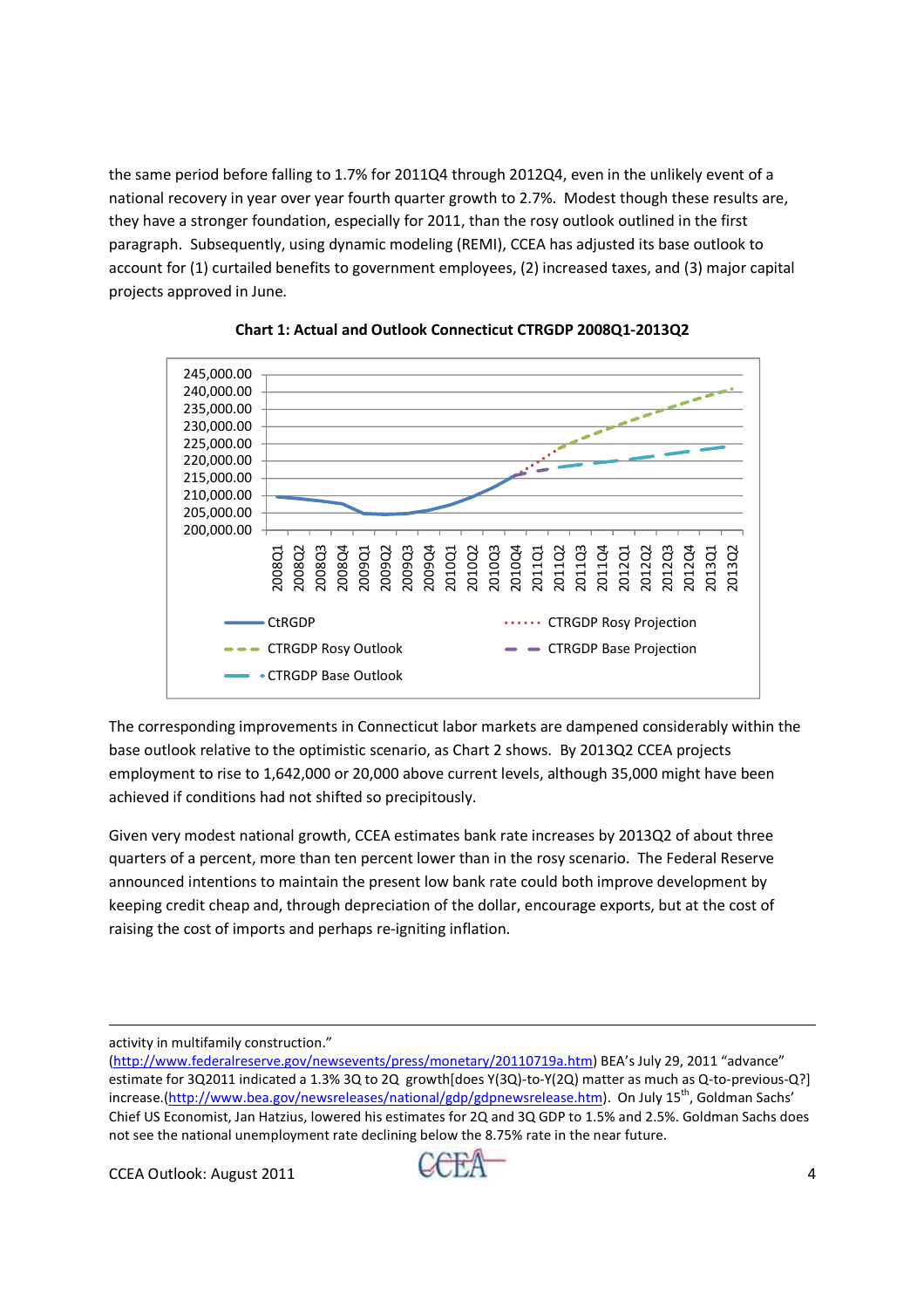the same period before falling to 1.7% for 2011Q4 through 2012Q4, even in the unlikely event of a national recovery in year over year fourth quarter growth to 2.7%. Modest though these results are, they have a stronger foundation, especially for 2011, than the rosy outlook outlined in the first paragraph. Subsequently, using dynamic modeling (REMI), CCEA has adjusted its base outlook to account for (1) curtailed benefits to government employees, (2) increased taxes, and (3) major capital projects approved in June.

**Chart 1: Actual and Outlook Connecticut CTRGDP 2008Q1-2013Q2**

The corresponding improvements in Connecticut labor markets are dampened considerably within the base outlook relative to the optimistic scenario, as Chart 2 shows. By 2013Q2 CCEA projects employment to rise to 1,642,000 or 20,000 above current levels, although 35,000 might have been achieved if conditions had not shifted so precipitously.

Given very modest national growth, CCEA estimates bank rate increases by 2013Q2 of about three quarters of a percent, more than ten percent lower than in the rosy scenario. The Federal Reserve announced intentions to maintain the present low bank rate could both improve development by keeping credit cheap and, through depreciation of the dollar, encourage exports, but at the cost of raising the cost of imports and perhaps re-igniting inflation.

---

activity in multifamily construction." (http://www.federalreserve.gov/newsevents/press/monetary/20110719a.htm) BEA's July 29, 2011 "advance" estimate for 3Q2011 indicated a 1.3% 3Q to 2Q growth[does Y(3Q)-to-Y(2Q) matter as much as Q-to-previous-Q?] increase.(http://www.bea.gov/newsreleases/national/gdp/gdpnewsrelease.htm). On July 15th, Goldman Sachs' Chief US Economist, Jan Hatzius, lowered his estimates for 2Q and 3Q GDP to 1.5% and 2.5%. Goldman Sachs does not see the national unemployment rate declining below the 8.75% rate in the near future.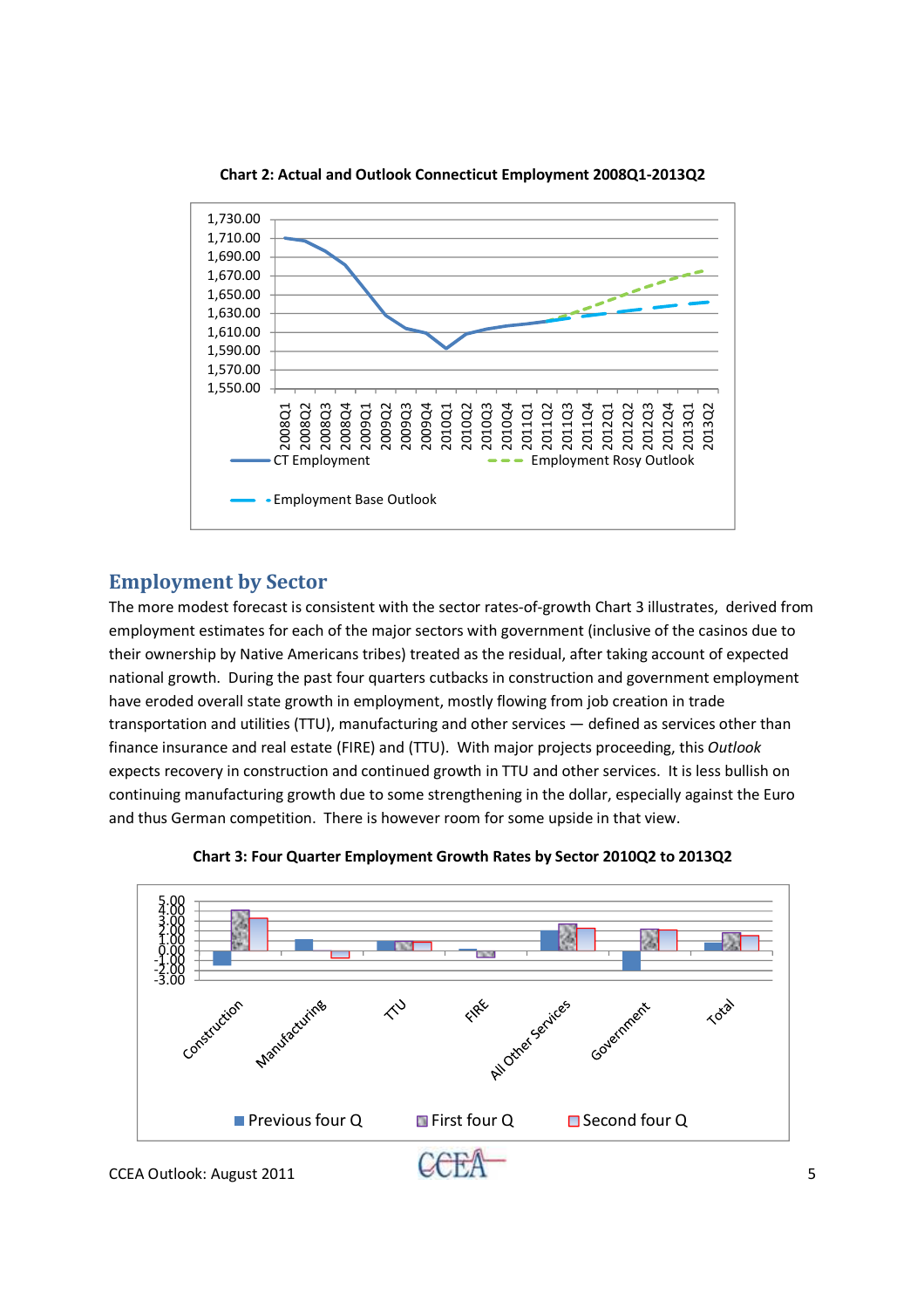**Chart 2: Actual and Outlook Connecticut Employment 2008Q1-2013Q2**

**Chart 3: Four Quarter Employment Growth Rates by Sector 2010Q2 to 2013Q2**

## Employment by Sector

The more modest forecast is consistent with the sector rates-of-growth Chart 3 illustrates, derived from employment estimates for each of the major sectors with government (inclusive of the casinos due to their ownership by Native Americans tribes) treated as the residual, after taking account of expected national growth. During the past four quarters cutbacks in construction and government employment have eroded overall state growth in employment, mostly flowing from job creation in trade transportation and utilities (TTU), manufacturing and other services — defined as services other than finance insurance and real estate (FIRE) and (TTU). With major projects proceeding, this *Outlook* expects recovery in construction and continued growth in TTU and other services. It is less bullish on continuing manufacturing growth due to some strengthening in the dollar, especially against the Euro and thus German competition. There is however room for some upside in that view.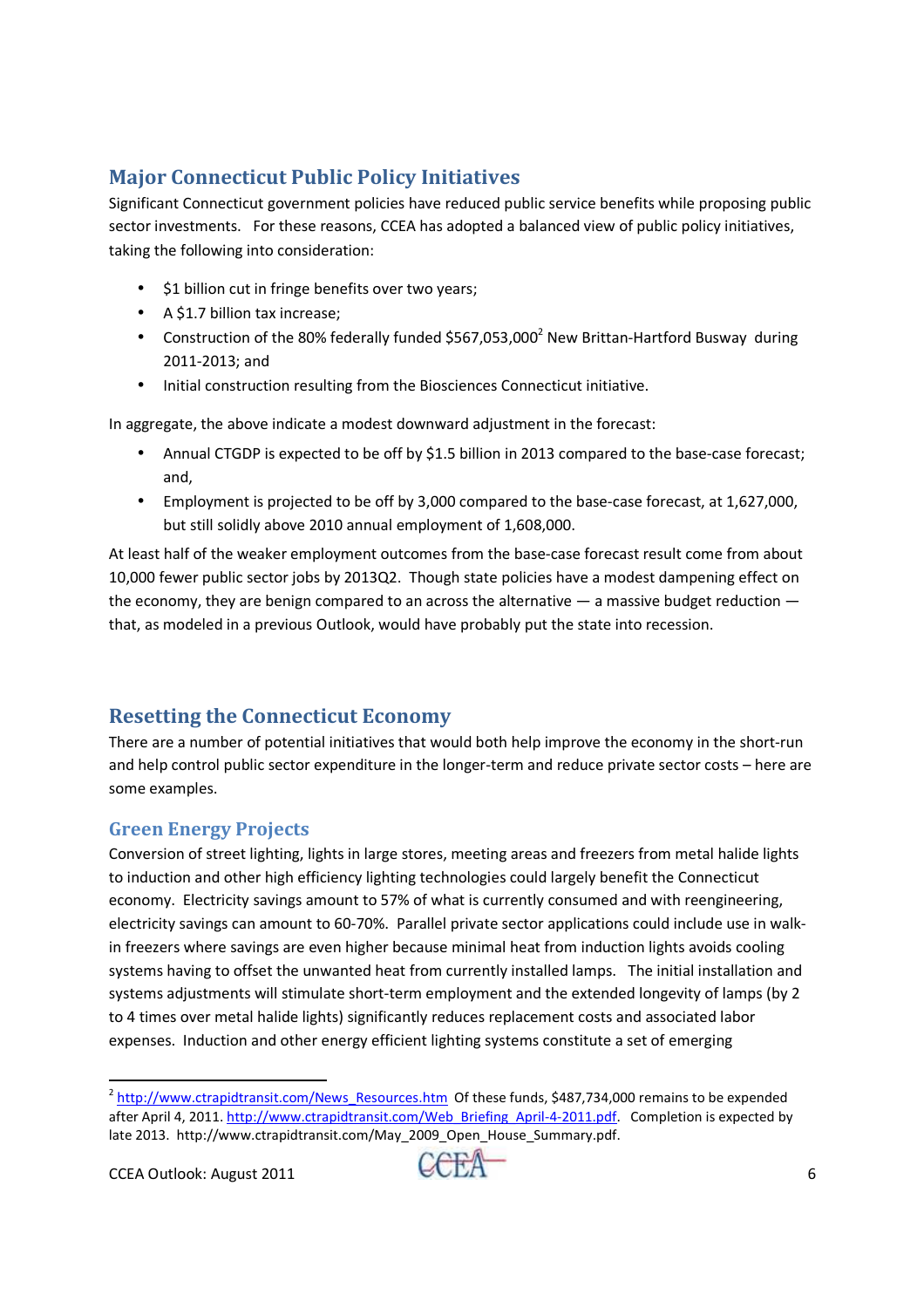## Major Connecticut Public Policy Initiatives

Significant Connecticut government policies have reduced public service benefits while proposing public sector investments. For these reasons, CCEA has adopted a balanced view of public policy initiatives, taking the following into consideration:

- $1 billion cut in fringe benefits over two years;
- A $1.7 billion tax increase;
- Construction of the 80% federally funded $567,053,000[2] New Brittan-Hartford Busway during 2011-2013; and
- Initial construction resulting from the Biosciences Connecticut initiative.

In aggregate, the above indicate a modest downward adjustment in the forecast:

- Annual CTGDP is expected to be off by $1.5 billion in 2013 compared to the base-case forecast; and,
- Employment is projected to be off by 3,000 compared to the base-case forecast, at 1,627,000, but still solidly above 2010 annual employment of 1,608,000.

At least half of the weaker employment outcomes from the base-case forecast result come from about 10,000 fewer public sector jobs by 2013Q2. Though state policies have a modest dampening effect on the economy, they are benign compared to an across the alternative — a massive budget reduction — that, as modeled in a previous Outlook, would have probably put the state into recession.

## Resetting the Connecticut Economy

There are a number of potential initiatives that would both help improve the economy in the short-run and help control public sector expenditure in the longer-term and reduce private sector costs – here are some examples.

### Green Energy Projects

Conversion of street lighting, lights in large stores, meeting areas and freezers from metal halide lights to induction and other high efficiency lighting technologies could largely benefit the Connecticut economy. Electricity savings amount to 57% of what is currently consumed and with reengineering, electricity savings can amount to 60-70%. Parallel private sector applications could include use in walk-in freezers where savings are even higher because minimal heat from induction lights avoids cooling systems having to offset the unwanted heat from currently installed lamps. The initial installation and systems adjustments will stimulate short-term employment and the extended longevity of lamps (by 2 to 4 times over metal halide lights) significantly reduces replacement costs and associated labor expenses. Induction and other energy efficient lighting systems constitute a set of emerging

---

[2] http://www.ctrapidtransit.com/News_Resources.htm Of these funds, $487,734,000 remains to be expended after April 4, 2011. http://www.ctrapidtransit.com/Web_Briefing_April-4-2011.pdf. Completion is expected by late 2013. http://www.ctrapidtransit.com/May_2009_Open_House_Summary.pdf.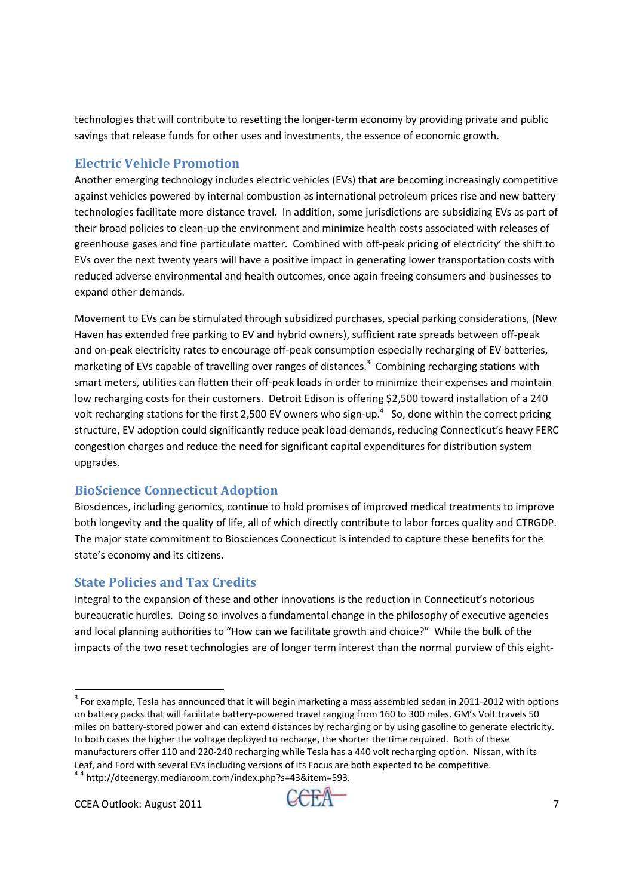technologies that will contribute to resetting the longer-term economy by providing private and public savings that release funds for other uses and investments, the essence of economic growth.

## Electric Vehicle Promotion

Another emerging technology includes electric vehicles (EVs) that are becoming increasingly competitive against vehicles powered by internal combustion as international petroleum prices rise and new battery technologies facilitate more distance travel. In addition, some jurisdictions are subsidizing EVs as part of their broad policies to clean-up the environment and minimize health costs associated with releases of greenhouse gases and fine particulate matter. Combined with off-peak pricing of electricity' the shift to EVs over the next twenty years will have a positive impact in generating lower transportation costs with reduced adverse environmental and health outcomes, once again freeing consumers and businesses to expand other demands.

Movement to EVs can be stimulated through subsidized purchases, special parking considerations, (New Haven has extended free parking to EV and hybrid owners), sufficient rate spreads between off-peak and on-peak electricity rates to encourage off-peak consumption especially recharging of EV batteries, marketing of EVs capable of travelling over ranges of distances.[3] Combining recharging stations with smart meters, utilities can flatten their off-peak loads in order to minimize their expenses and maintain low recharging costs for their customers. Detroit Edison is offering $2,500 toward installation of a 240 volt recharging stations for the first 2,500 EV owners who sign-up.[4] So, done within the correct pricing structure, EV adoption could significantly reduce peak load demands, reducing Connecticut's heavy FERC congestion charges and reduce the need for significant capital expenditures for distribution system upgrades.

## BioScience Connecticut Adoption

Biosciences, including genomics, continue to hold promises of improved medical treatments to improve both longevity and the quality of life, all of which directly contribute to labor forces quality and CTRGDP. The major state commitment to Biosciences Connecticut is intended to capture these benefits for the state's economy and its citizens.

## State Policies and Tax Credits

Integral to the expansion of these and other innovations is the reduction in Connecticut's notorious bureaucratic hurdles. Doing so involves a fundamental change in the philosophy of executive agencies and local planning authorities to "How can we facilitate growth and choice?" While the bulk of the impacts of the two reset technologies are of longer term interest than the normal purview of this eight-

---

[3] For example, Tesla has announced that it will begin marketing a mass assembled sedan in 2011-2012 with options on battery packs that will facilitate battery-powered travel ranging from 160 to 300 miles. GM's Volt travels 50 miles on battery-stored power and can extend distances by recharging or by using gasoline to generate electricity. In both cases the higher the voltage deployed to recharge, the shorter the time required. Both of these manufacturers offer 110 and 220-240 recharging while Tesla has a 440 volt recharging option. Nissan, with its Leaf, and Ford with several EVs including versions of its Focus are both expected to be competitive.

[4] [4] http://dteenergy.mediaroom.com/index.php?s=43&item=593.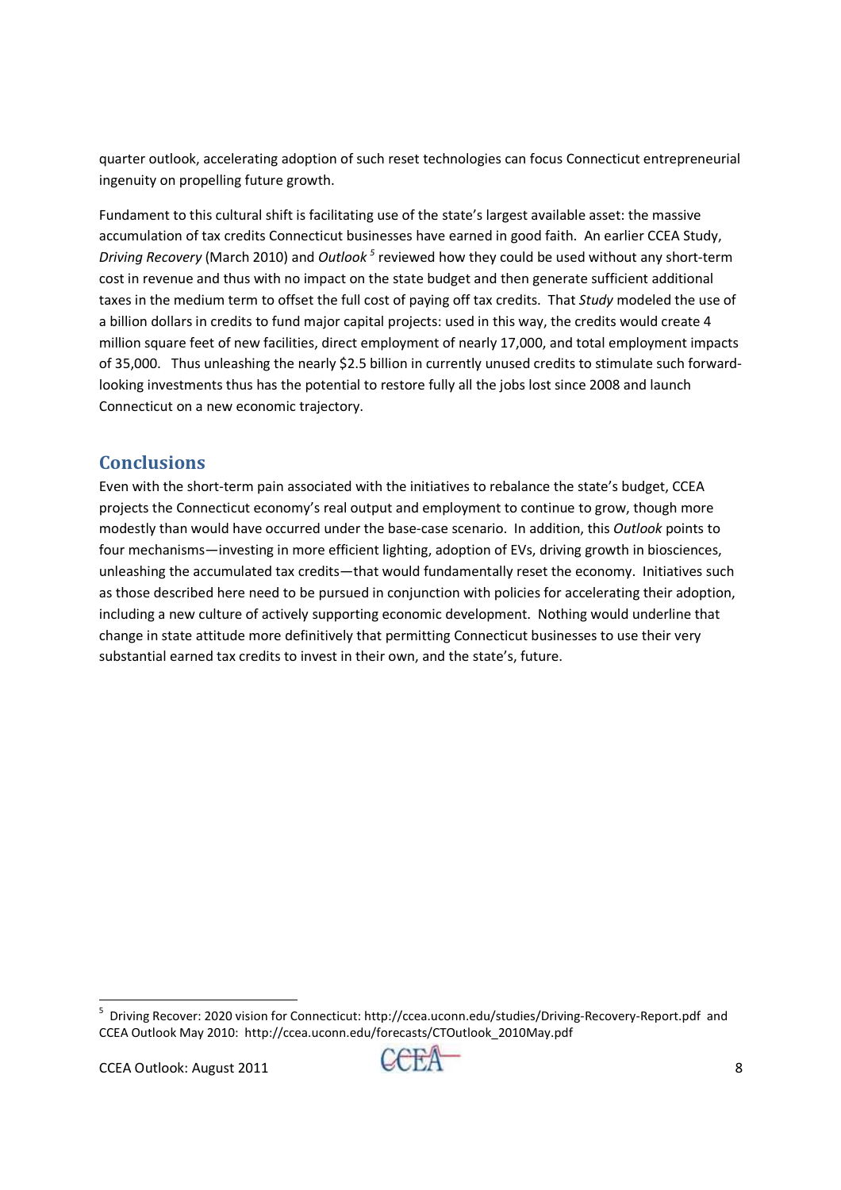quarter outlook, accelerating adoption of such reset technologies can focus Connecticut entrepreneurial ingenuity on propelling future growth.

Fundament to this cultural shift is facilitating use of the state's largest available asset: the massive accumulation of tax credits Connecticut businesses have earned in good faith. An earlier CCEA Study, *Driving Recovery* (March 2010) and *Outlook* [5] reviewed how they could be used without any short-term cost in revenue and thus with no impact on the state budget and then generate sufficient additional taxes in the medium term to offset the full cost of paying off tax credits. That *Study* modeled the use of a billion dollars in credits to fund major capital projects: used in this way, the credits would create 4 million square feet of new facilities, direct employment of nearly 17,000, and total employment impacts of 35,000. Thus unleashing the nearly $2.5 billion in currently unused credits to stimulate such forward-looking investments thus has the potential to restore fully all the jobs lost since 2008 and launch Connecticut on a new economic trajectory.

## Conclusions

Even with the short-term pain associated with the initiatives to rebalance the state's budget, CCEA projects the Connecticut economy's real output and employment to continue to grow, though more modestly than would have occurred under the base-case scenario. In addition, this *Outlook* points to four mechanisms—investing in more efficient lighting, adoption of EVs, driving growth in biosciences, unleashing the accumulated tax credits—that would fundamentally reset the economy. Initiatives such as those described here need to be pursued in conjunction with policies for accelerating their adoption, including a new culture of actively supporting economic development. Nothing would underline that change in state attitude more definitively that permitting Connecticut businesses to use their very substantial earned tax credits to invest in their own, and the state's, future.

---

[5] Driving Recover: 2020 vision for Connecticut: http://ccea.uconn.edu/studies/Driving-Recovery-Report.pdf and CCEA Outlook May 2010: http://ccea.uconn.edu/forecasts/CTOutlook_2010May.pdf